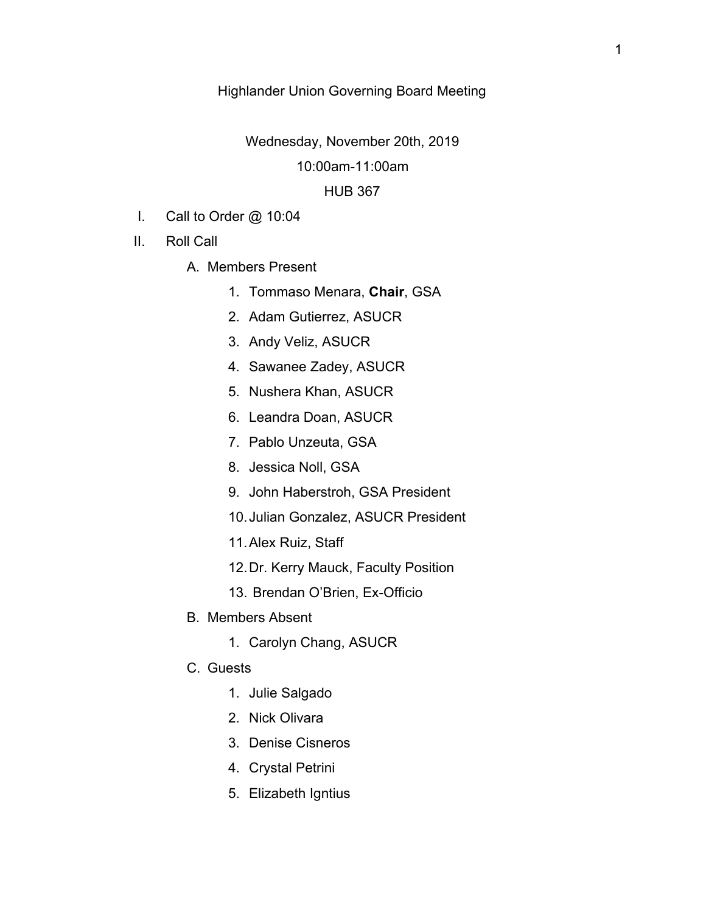# Highlander Union Governing Board Meeting

Wednesday, November 20th, 2019

10:00am-11:00am

HUB 367

I. Call to Order @ 10:04

II. Roll Call

   A. Members Present

      1. Tommaso Menara, **Chair**, GSA
      2. Adam Gutierrez, ASUCR
      3. Andy Veliz, ASUCR
      4. Sawanee Zadey, ASUCR
      5. Nushera Khan, ASUCR
      6. Leandra Doan, ASUCR
      7. Pablo Unzeuta, GSA
      8. Jessica Noll, GSA
      9. John Haberstroh, GSA President
      10. Julian Gonzalez, ASUCR President
      11. Alex Ruiz, Staff
      12. Dr. Kerry Mauck, Faculty Position
      13. Brendan O'Brien, Ex-Officio

   B. Members Absent

      1. Carolyn Chang, ASUCR

   C. Guests

      1. Julie Salgado
      2. Nick Olivara
      3. Denise Cisneros
      4. Crystal Petrini
      5. Elizabeth Igntius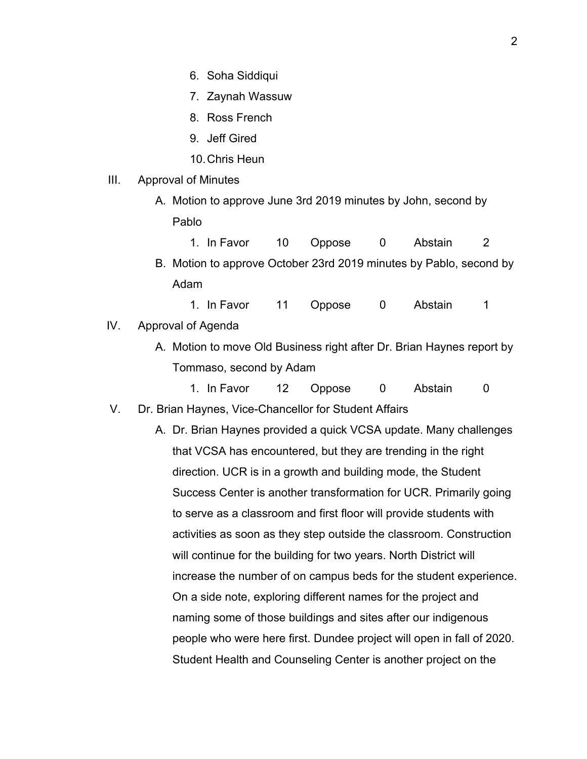6. Soha Siddiqui
7. Zaynah Wassuw
8. Ross French
9. Jeff Gired
10. Chris Heun

III. Approval of Minutes

A. Motion to approve June 3rd 2019 minutes by John, second by Pablo

1. In Favor 10 Oppose 0 Abstain 2

B. Motion to approve October 23rd 2019 minutes by Pablo, second by Adam

1. In Favor 11 Oppose 0 Abstain 1

IV. Approval of Agenda

A. Motion to move Old Business right after Dr. Brian Haynes report by Tommaso, second by Adam

1. In Favor 12 Oppose 0 Abstain 0

V. Dr. Brian Haynes, Vice-Chancellor for Student Affairs

A. Dr. Brian Haynes provided a quick VCSA update. Many challenges that VCSA has encountered, but they are trending in the right direction. UCR is in a growth and building mode, the Student Success Center is another transformation for UCR. Primarily going to serve as a classroom and first floor will provide students with activities as soon as they step outside the classroom. Construction will continue for the building for two years. North District will increase the number of on campus beds for the student experience. On a side note, exploring different names for the project and naming some of those buildings and sites after our indigenous people who were here first. Dundee project will open in fall of 2020. Student Health and Counseling Center is another project on the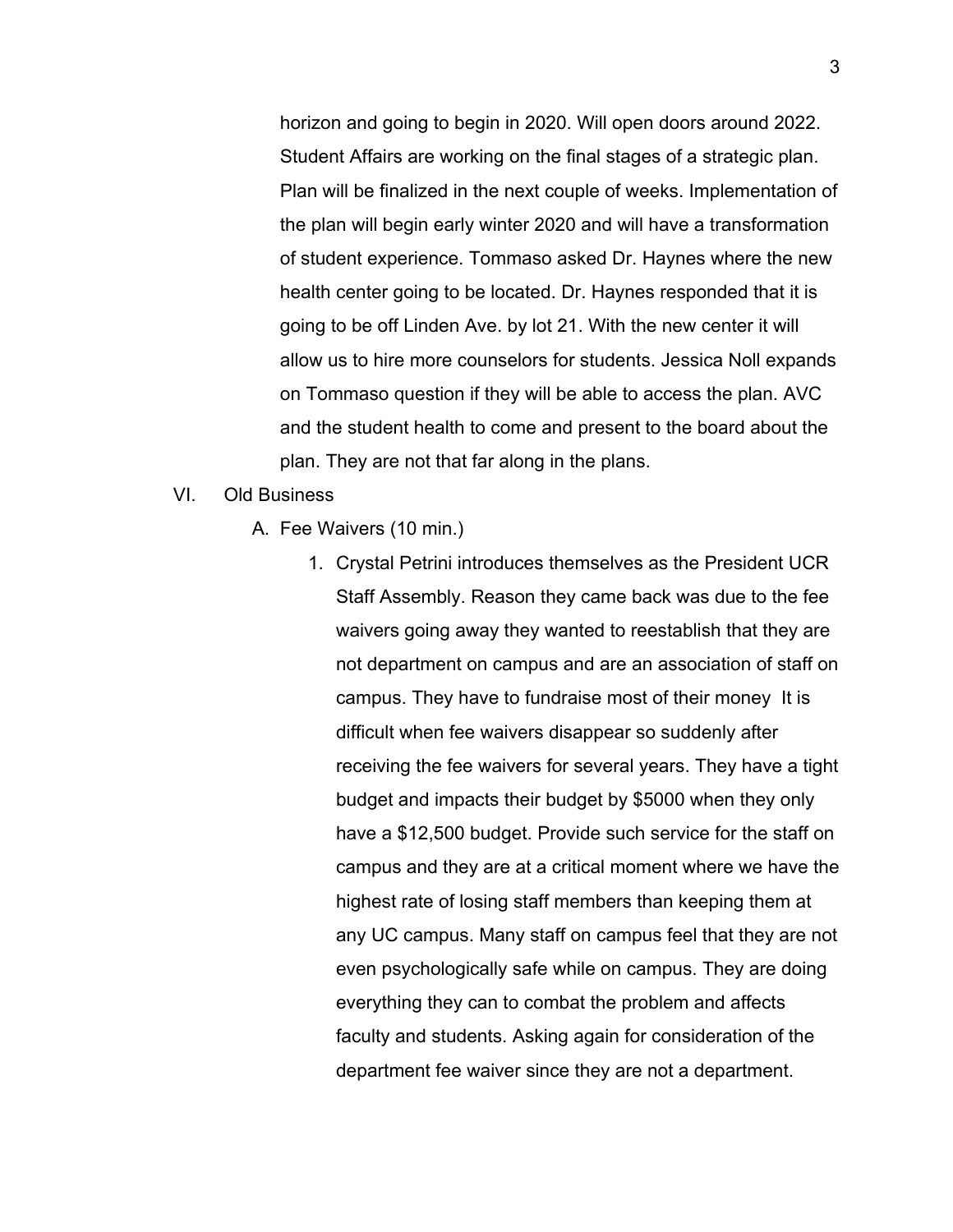horizon and going to begin in 2020. Will open doors around 2022. Student Affairs are working on the final stages of a strategic plan. Plan will be finalized in the next couple of weeks. Implementation of the plan will begin early winter 2020 and will have a transformation of student experience. Tommaso asked Dr. Haynes where the new health center going to be located. Dr. Haynes responded that it is going to be off Linden Ave. by lot 21. With the new center it will allow us to hire more counselors for students. Jessica Noll expands on Tommaso question if they will be able to access the plan. AVC and the student health to come and present to the board about the plan. They are not that far along in the plans.

VI. Old Business

   A. Fee Waivers (10 min.)

      1. Crystal Petrini introduces themselves as the President UCR Staff Assembly. Reason they came back was due to the fee waivers going away they wanted to reestablish that they are not department on campus and are an association of staff on campus. They have to fundraise most of their money It is difficult when fee waivers disappear so suddenly after receiving the fee waivers for several years. They have a tight budget and impacts their budget by $5000 when they only have a $12,500 budget. Provide such service for the staff on campus and they are at a critical moment where we have the highest rate of losing staff members than keeping them at any UC campus. Many staff on campus feel that they are not even psychologically safe while on campus. They are doing everything they can to combat the problem and affects faculty and students. Asking again for consideration of the department fee waiver since they are not a department.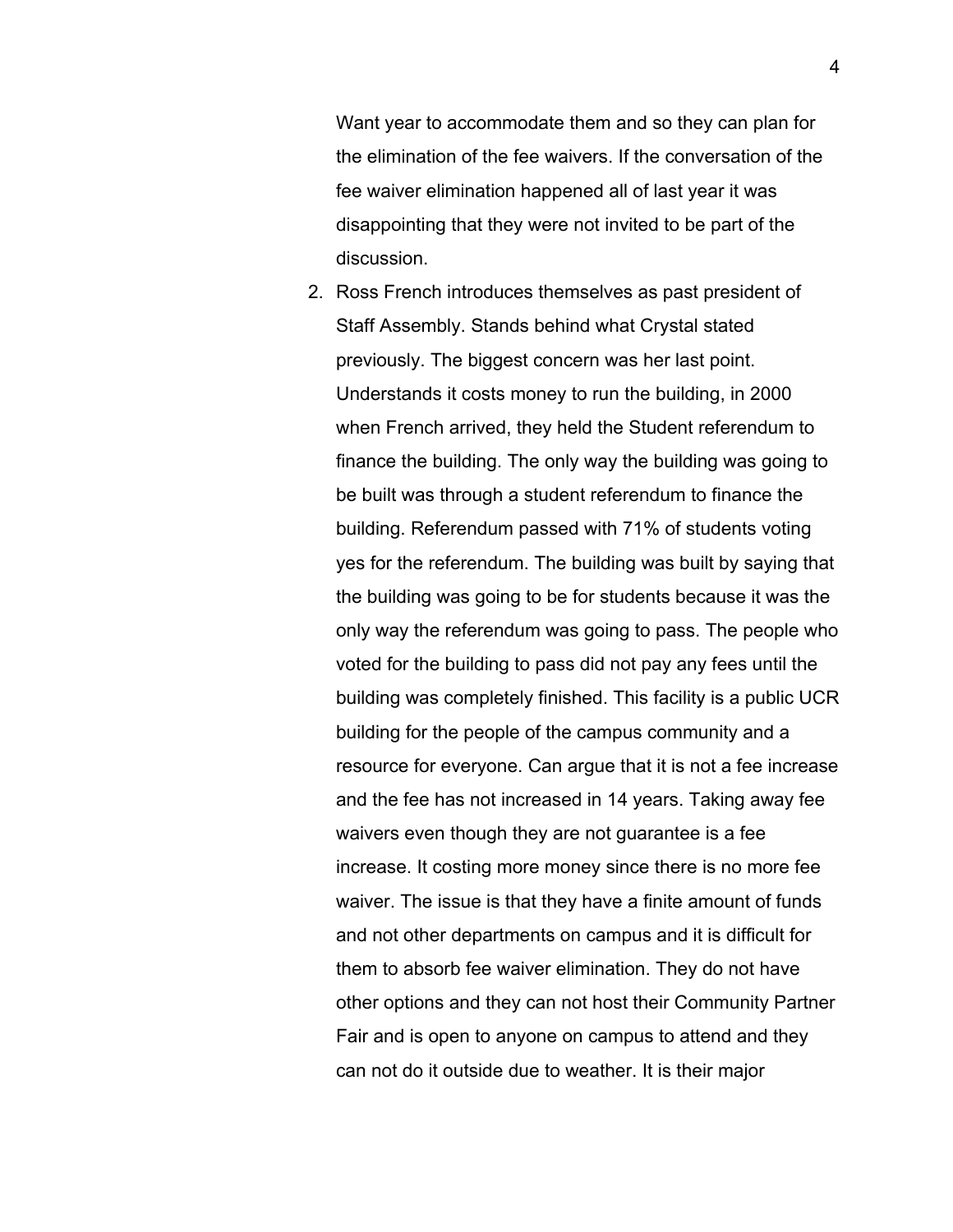Want year to accommodate them and so they can plan for the elimination of the fee waivers. If the conversation of the fee waiver elimination happened all of last year it was disappointing that they were not invited to be part of the discussion.

2. Ross French introduces themselves as past president of Staff Assembly. Stands behind what Crystal stated previously. The biggest concern was her last point. Understands it costs money to run the building, in 2000 when French arrived, they held the Student referendum to finance the building. The only way the building was going to be built was through a student referendum to finance the building. Referendum passed with 71% of students voting yes for the referendum. The building was built by saying that the building was going to be for students because it was the only way the referendum was going to pass. The people who voted for the building to pass did not pay any fees until the building was completely finished. This facility is a public UCR building for the people of the campus community and a resource for everyone. Can argue that it is not a fee increase and the fee has not increased in 14 years. Taking away fee waivers even though they are not guarantee is a fee increase. It costing more money since there is no more fee waiver. The issue is that they have a finite amount of funds and not other departments on campus and it is difficult for them to absorb fee waiver elimination. They do not have other options and they can not host their Community Partner Fair and is open to anyone on campus to attend and they can not do it outside due to weather. It is their major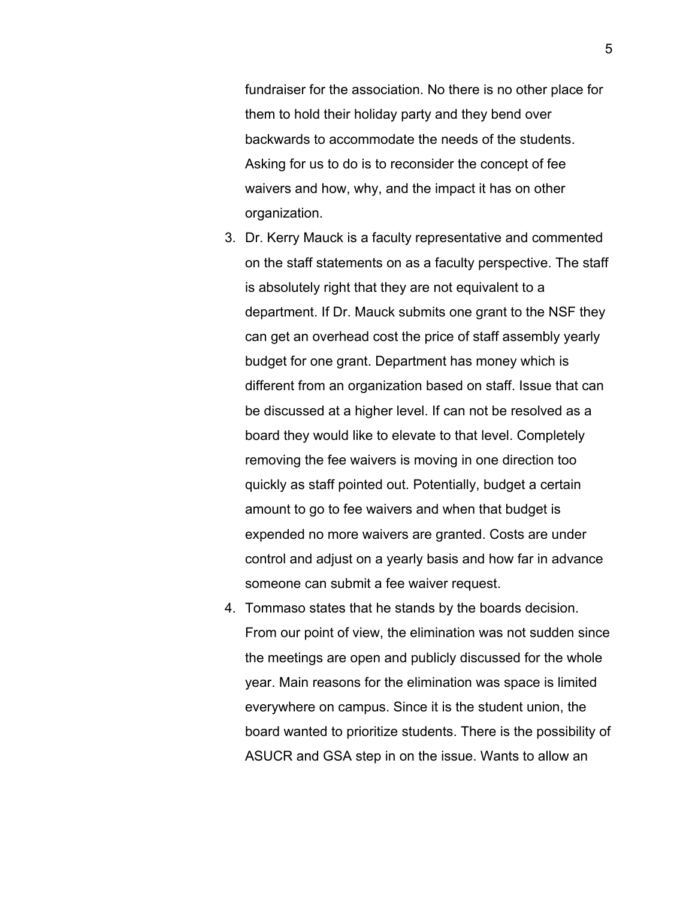fundraiser for the association. No there is no other place for them to hold their holiday party and they bend over backwards to accommodate the needs of the students. Asking for us to do is to reconsider the concept of fee waivers and how, why, and the impact it has on other organization.

3. Dr. Kerry Mauck is a faculty representative and commented on the staff statements on as a faculty perspective. The staff is absolutely right that they are not equivalent to a department. If Dr. Mauck submits one grant to the NSF they can get an overhead cost the price of staff assembly yearly budget for one grant. Department has money which is different from an organization based on staff. Issue that can be discussed at a higher level. If can not be resolved as a board they would like to elevate to that level. Completely removing the fee waivers is moving in one direction too quickly as staff pointed out. Potentially, budget a certain amount to go to fee waivers and when that budget is expended no more waivers are granted. Costs are under control and adjust on a yearly basis and how far in advance someone can submit a fee waiver request.
4. Tommaso states that he stands by the boards decision. From our point of view, the elimination was not sudden since the meetings are open and publicly discussed for the whole year. Main reasons for the elimination was space is limited everywhere on campus. Since it is the student union, the board wanted to prioritize students. There is the possibility of ASUCR and GSA step in on the issue. Wants to allow an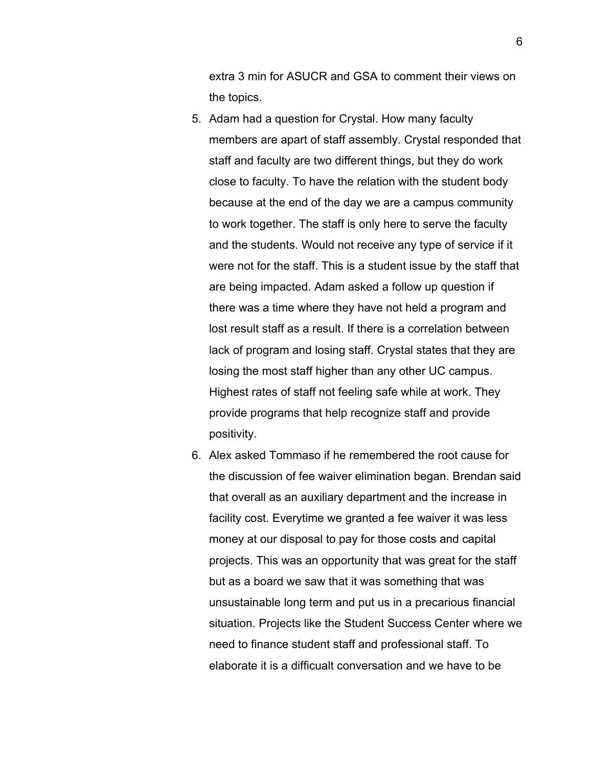extra 3 min for ASUCR and GSA to comment their views on the topics.

5. Adam had a question for Crystal. How many faculty members are apart of staff assembly. Crystal responded that staff and faculty are two different things, but they do work close to faculty. To have the relation with the student body because at the end of the day we are a campus community to work together. The staff is only here to serve the faculty and the students. Would not receive any type of service if it were not for the staff. This is a student issue by the staff that are being impacted. Adam asked a follow up question if there was a time where they have not held a program and lost result staff as a result. If there is a correlation between lack of program and losing staff. Crystal states that they are losing the most staff higher than any other UC campus. Highest rates of staff not feeling safe while at work. They provide programs that help recognize staff and provide positivity.
6. Alex asked Tommaso if he remembered the root cause for the discussion of fee waiver elimination began. Brendan said that overall as an auxiliary department and the increase in facility cost. Everytime we granted a fee waiver it was less money at our disposal to pay for those costs and capital projects. This was an opportunity that was great for the staff but as a board we saw that it was something that was unsustainable long term and put us in a precarious financial situation. Projects like the Student Success Center where we need to finance student staff and professional staff. To elaborate it is a difficualt conversation and we have to be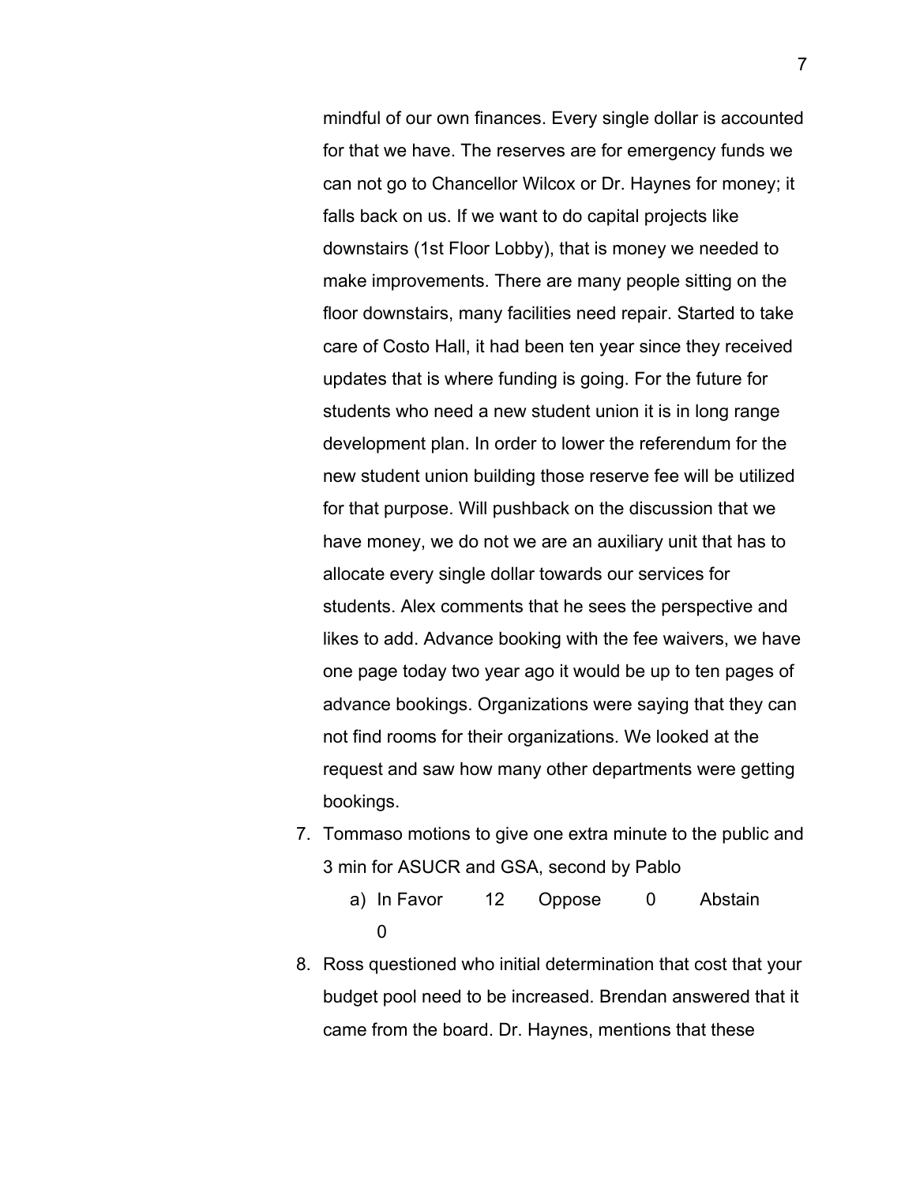mindful of our own finances. Every single dollar is accounted for that we have. The reserves are for emergency funds we can not go to Chancellor Wilcox or Dr. Haynes for money; it falls back on us. If we want to do capital projects like downstairs (1st Floor Lobby), that is money we needed to make improvements. There are many people sitting on the floor downstairs, many facilities need repair. Started to take care of Costo Hall, it had been ten year since they received updates that is where funding is going. For the future for students who need a new student union it is in long range development plan. In order to lower the referendum for the new student union building those reserve fee will be utilized for that purpose. Will pushback on the discussion that we have money, we do not we are an auxiliary unit that has to allocate every single dollar towards our services for students. Alex comments that he sees the perspective and likes to add. Advance booking with the fee waivers, we have one page today two year ago it would be up to ten pages of advance bookings. Organizations were saying that they can not find rooms for their organizations. We looked at the request and saw how many other departments were getting bookings.

7. Tommaso motions to give one extra minute to the public and 3 min for ASUCR and GSA, second by Pablo
    a) In Favor 12 Oppose 0 Abstain 0
8. Ross questioned who initial determination that cost that your budget pool need to be increased. Brendan answered that it came from the board. Dr. Haynes, mentions that these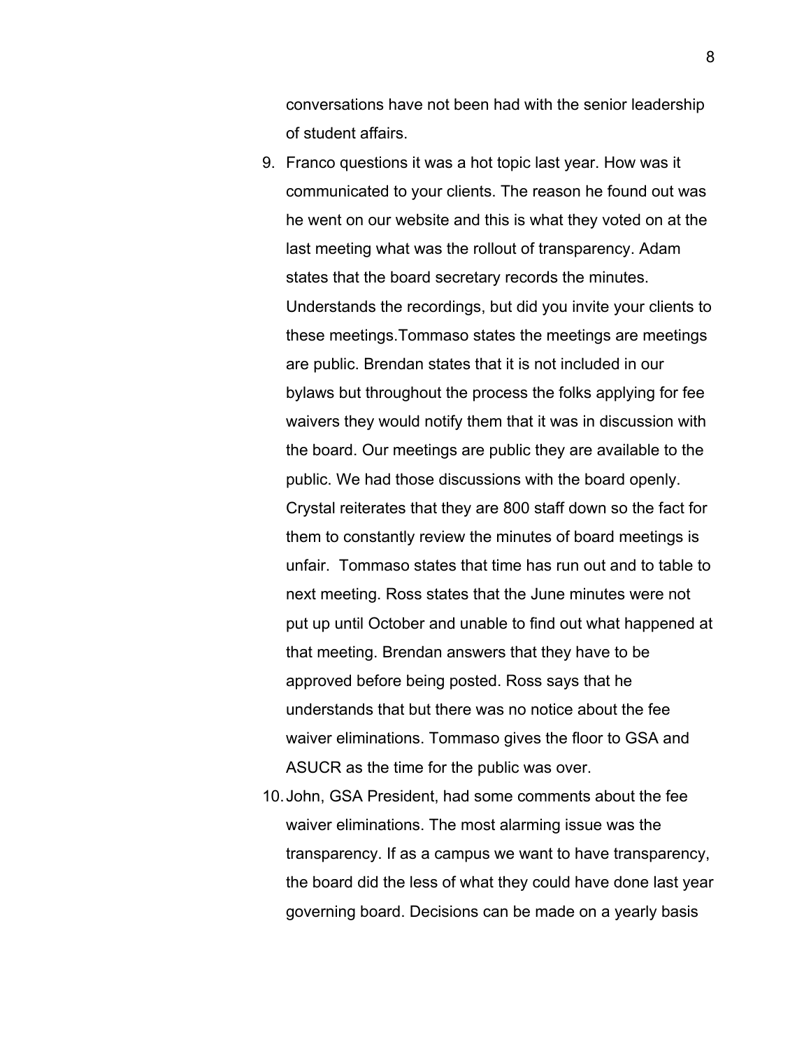conversations have not been had with the senior leadership of student affairs.

9. Franco questions it was a hot topic last year. How was it communicated to your clients. The reason he found out was he went on our website and this is what they voted on at the last meeting what was the rollout of transparency. Adam states that the board secretary records the minutes. Understands the recordings, but did you invite your clients to these meetings.Tommaso states the meetings are meetings are public. Brendan states that it is not included in our bylaws but throughout the process the folks applying for fee waivers they would notify them that it was in discussion with the board. Our meetings are public they are available to the public. We had those discussions with the board openly. Crystal reiterates that they are 800 staff down so the fact for them to constantly review the minutes of board meetings is unfair.  Tommaso states that time has run out and to table to next meeting. Ross states that the June minutes were not put up until October and unable to find out what happened at that meeting. Brendan answers that they have to be approved before being posted. Ross says that he understands that but there was no notice about the fee waiver eliminations. Tommaso gives the floor to GSA and ASUCR as the time for the public was over.
10. John, GSA President, had some comments about the fee waiver eliminations. The most alarming issue was the transparency. If as a campus we want to have transparency, the board did the less of what they could have done last year governing board. Decisions can be made on a yearly basis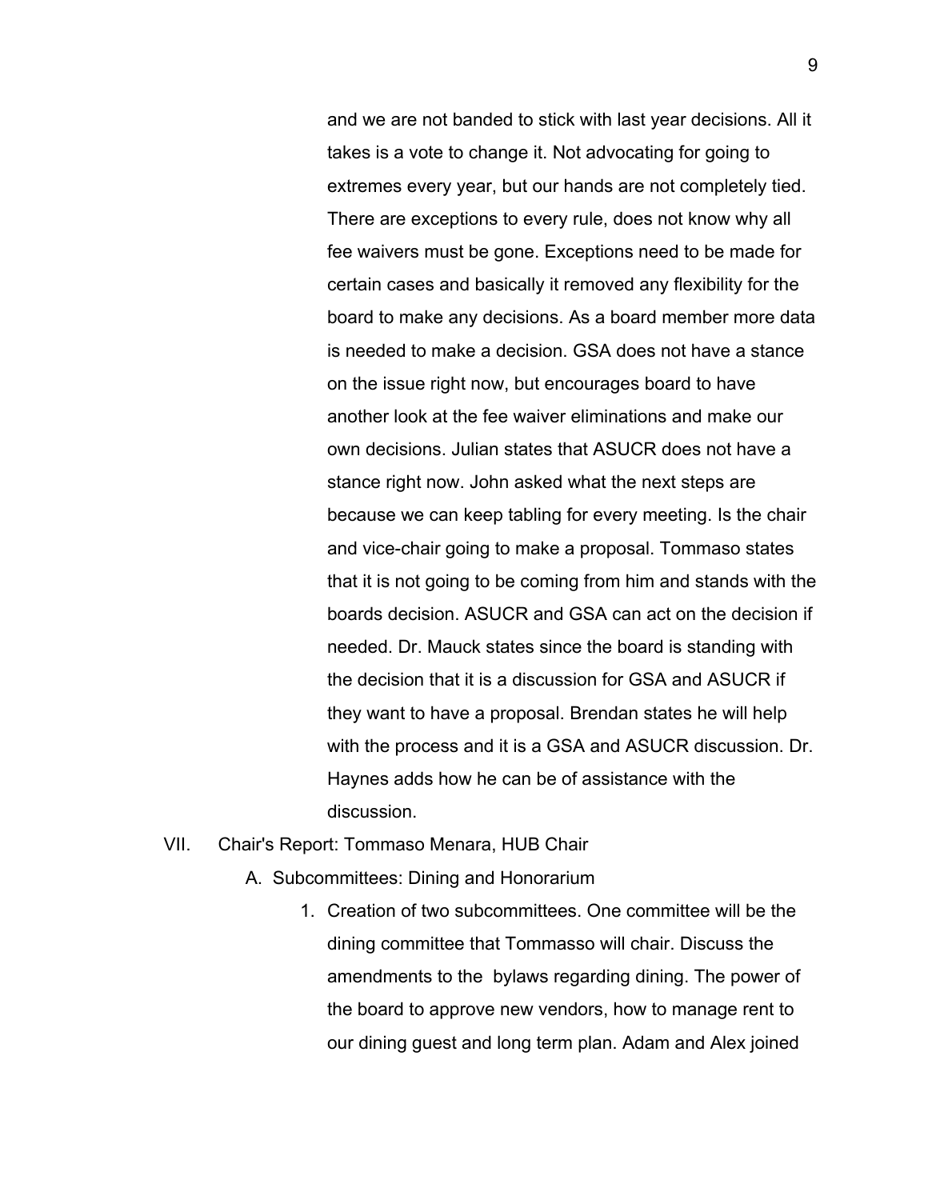and we are not banded to stick with last year decisions. All it takes is a vote to change it. Not advocating for going to extremes every year, but our hands are not completely tied. There are exceptions to every rule, does not know why all fee waivers must be gone. Exceptions need to be made for certain cases and basically it removed any flexibility for the board to make any decisions. As a board member more data is needed to make a decision. GSA does not have a stance on the issue right now, but encourages board to have another look at the fee waiver eliminations and make our own decisions. Julian states that ASUCR does not have a stance right now. John asked what the next steps are because we can keep tabling for every meeting. Is the chair and vice-chair going to make a proposal. Tommaso states that it is not going to be coming from him and stands with the boards decision. ASUCR and GSA can act on the decision if needed. Dr. Mauck states since the board is standing with the decision that it is a discussion for GSA and ASUCR if they want to have a proposal. Brendan states he will help with the process and it is a GSA and ASUCR discussion. Dr. Haynes adds how he can be of assistance with the discussion.

VII. Chair's Report: Tommaso Menara, HUB Chair

A. Subcommittees: Dining and Honorarium

1. Creation of two subcommittees. One committee will be the dining committee that Tommasso will chair. Discuss the amendments to the bylaws regarding dining. The power of the board to approve new vendors, how to manage rent to our dining guest and long term plan. Adam and Alex joined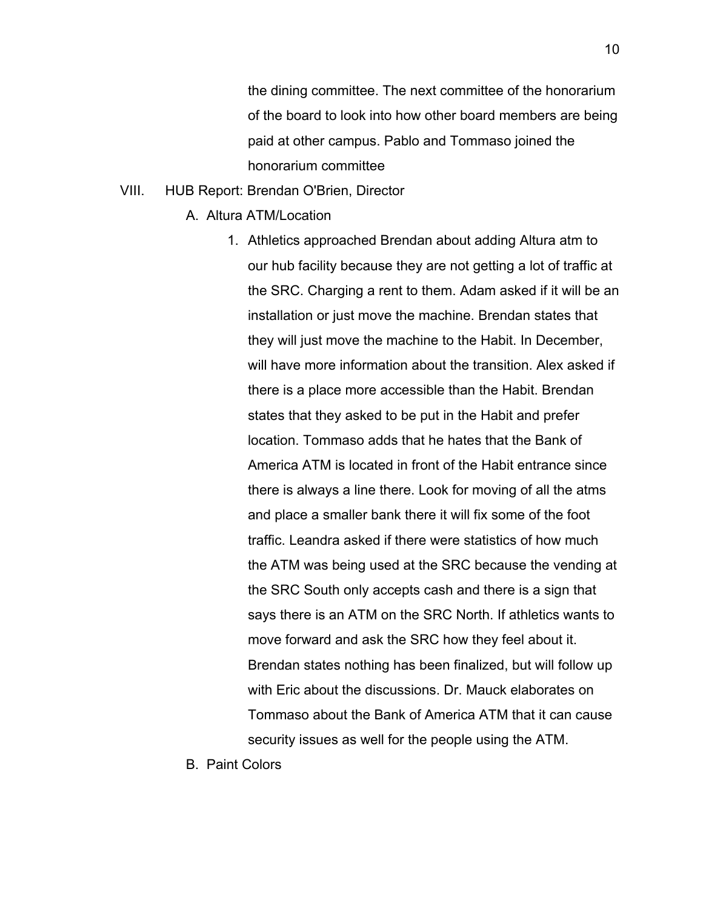the dining committee. The next committee of the honorarium of the board to look into how other board members are being paid at other campus. Pablo and Tommaso joined the honorarium committee

VIII. HUB Report: Brendan O'Brien, Director

A. Altura ATM/Location

1. Athletics approached Brendan about adding Altura atm to our hub facility because they are not getting a lot of traffic at the SRC. Charging a rent to them. Adam asked if it will be an installation or just move the machine. Brendan states that they will just move the machine to the Habit. In December, will have more information about the transition. Alex asked if there is a place more accessible than the Habit. Brendan states that they asked to be put in the Habit and prefer location. Tommaso adds that he hates that the Bank of America ATM is located in front of the Habit entrance since there is always a line there. Look for moving of all the atms and place a smaller bank there it will fix some of the foot traffic. Leandra asked if there were statistics of how much the ATM was being used at the SRC because the vending at the SRC South only accepts cash and there is a sign that says there is an ATM on the SRC North. If athletics wants to move forward and ask the SRC how they feel about it. Brendan states nothing has been finalized, but will follow up with Eric about the discussions. Dr. Mauck elaborates on Tommaso about the Bank of America ATM that it can cause security issues as well for the people using the ATM.

B. Paint Colors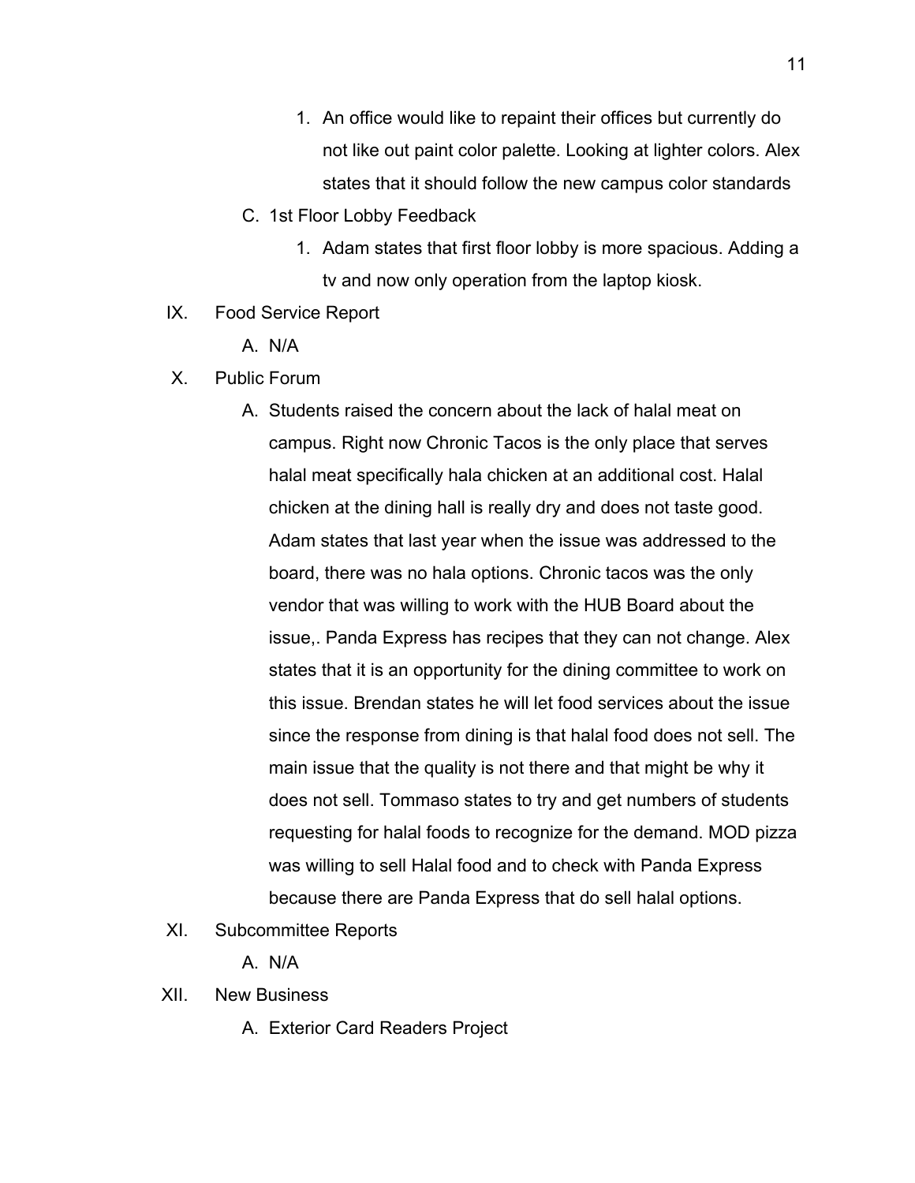1. An office would like to repaint their offices but currently do not like out paint color palette. Looking at lighter colors. Alex states that it should follow the new campus color standards

C. 1st Floor Lobby Feedback

1. Adam states that first floor lobby is more spacious. Adding a tv and now only operation from the laptop kiosk.

IX. Food Service Report

A. N/A

X. Public Forum

A. Students raised the concern about the lack of halal meat on campus. Right now Chronic Tacos is the only place that serves halal meat specifically hala chicken at an additional cost. Halal chicken at the dining hall is really dry and does not taste good. Adam states that last year when the issue was addressed to the board, there was no hala options. Chronic tacos was the only vendor that was willing to work with the HUB Board about the issue,. Panda Express has recipes that they can not change. Alex states that it is an opportunity for the dining committee to work on this issue. Brendan states he will let food services about the issue since the response from dining is that halal food does not sell. The main issue that the quality is not there and that might be why it does not sell. Tommaso states to try and get numbers of students requesting for halal foods to recognize for the demand. MOD pizza was willing to sell Halal food and to check with Panda Express because there are Panda Express that do sell halal options.

XI. Subcommittee Reports

A. N/A

XII. New Business

A. Exterior Card Readers Project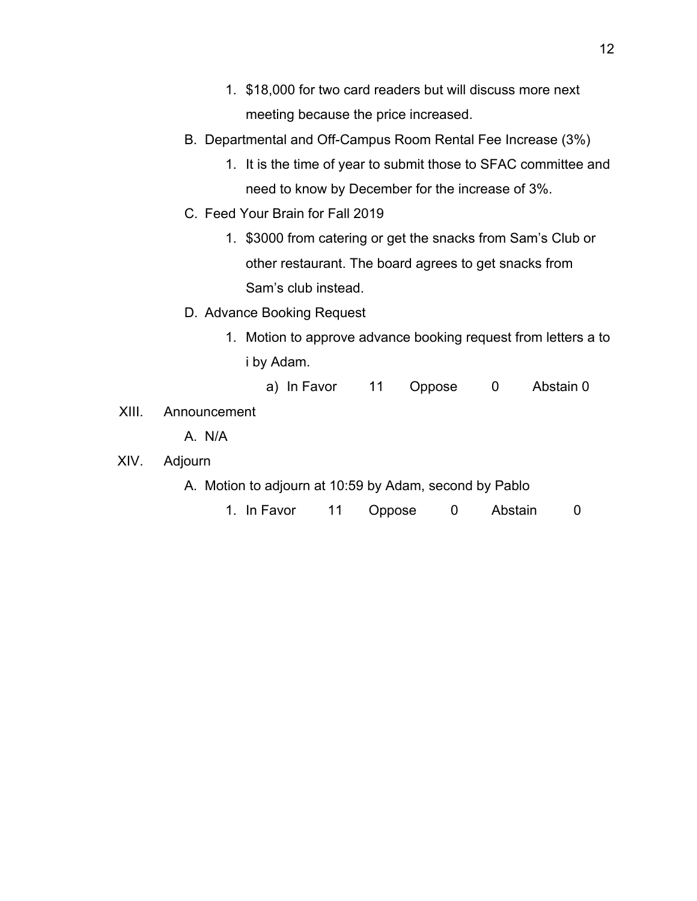1. $18,000 for two card readers but will discuss more next meeting because the price increased.

B. Departmental and Off-Campus Room Rental Fee Increase (3%)

1. It is the time of year to submit those to SFAC committee and need to know by December for the increase of 3%.

C. Feed Your Brain for Fall 2019

1. $3000 from catering or get the snacks from Sam's Club or other restaurant. The board agrees to get snacks from Sam's club instead.

D. Advance Booking Request

1. Motion to approve advance booking request from letters a to i by Adam.

   a) In Favor 11 Oppose 0 Abstain 0

XIII. Announcement

A. N/A

XIV. Adjourn

A. Motion to adjourn at 10:59 by Adam, second by Pablo

1. In Favor 11 Oppose 0 Abstain 0